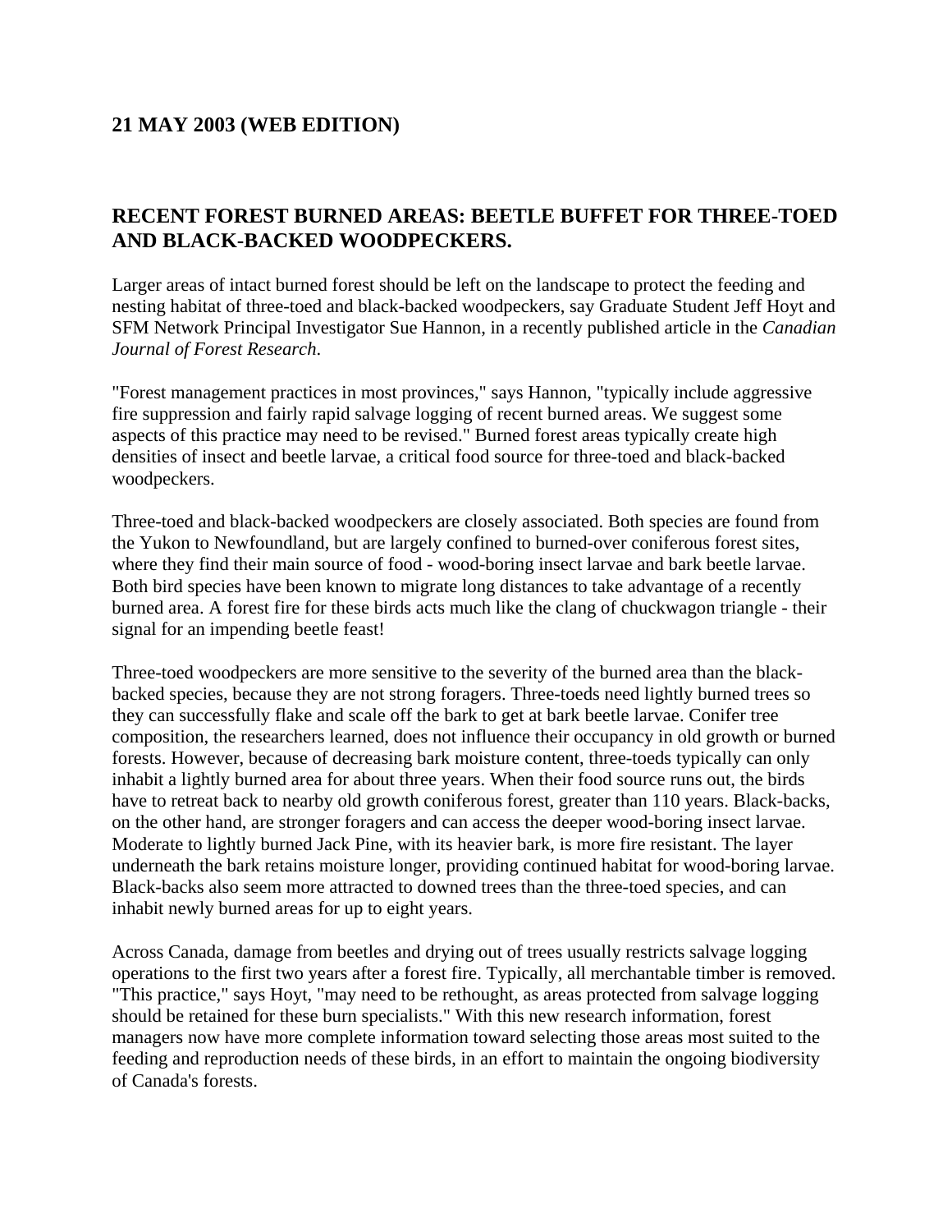## 21 MAY 2003 (WEB EDITION)

## RECENT FOREST BURNED AREAS: BEETLE BUFFET FOR THREE-TOED AND BLACK-BACKED WOODPECKERS.

Larger areas of intact burned forest should be left on the landscape to protect the feeding and nesting habitat of three-toed and black-backed woodpeckers, say Graduate Student Jeff Hoyt and SFM Network Principal Investigator Sue Hannon, in a recently published article in the *Canadian Journal of Forest Research*.

"Forest management practices in most provinces," says Hannon, "typically include aggressive fire suppression and fairly rapid salvage logging of recent burned areas. We suggest some aspects of this practice may need to be revised." Burned forest areas typically create high densities of insect and beetle larvae, a critical food source for three-toed and black-backed woodpeckers.

Three-toed and black-backed woodpeckers are closely associated. Both species are found from the Yukon to Newfoundland, but are largely confined to burned-over coniferous forest sites, where they find their main source of food - wood-boring insect larvae and bark beetle larvae. Both bird species have been known to migrate long distances to take advantage of a recently burned area. A forest fire for these birds acts much like the clang of chuckwagon triangle - their signal for an impending beetle feast!

Three-toed woodpeckers are more sensitive to the severity of the burned area than the black-backed species, because they are not strong foragers. Three-toeds need lightly burned trees so they can successfully flake and scale off the bark to get at bark beetle larvae. Conifer tree composition, the researchers learned, does not influence their occupancy in old growth or burned forests. However, because of decreasing bark moisture content, three-toeds typically can only inhabit a lightly burned area for about three years. When their food source runs out, the birds have to retreat back to nearby old growth coniferous forest, greater than 110 years. Black-backs, on the other hand, are stronger foragers and can access the deeper wood-boring insect larvae. Moderate to lightly burned Jack Pine, with its heavier bark, is more fire resistant. The layer underneath the bark retains moisture longer, providing continued habitat for wood-boring larvae. Black-backs also seem more attracted to downed trees than the three-toed species, and can inhabit newly burned areas for up to eight years.

Across Canada, damage from beetles and drying out of trees usually restricts salvage logging operations to the first two years after a forest fire. Typically, all merchantable timber is removed. "This practice," says Hoyt, "may need to be rethought, as areas protected from salvage logging should be retained for these burn specialists." With this new research information, forest managers now have more complete information toward selecting those areas most suited to the feeding and reproduction needs of these birds, in an effort to maintain the ongoing biodiversity of Canada's forests.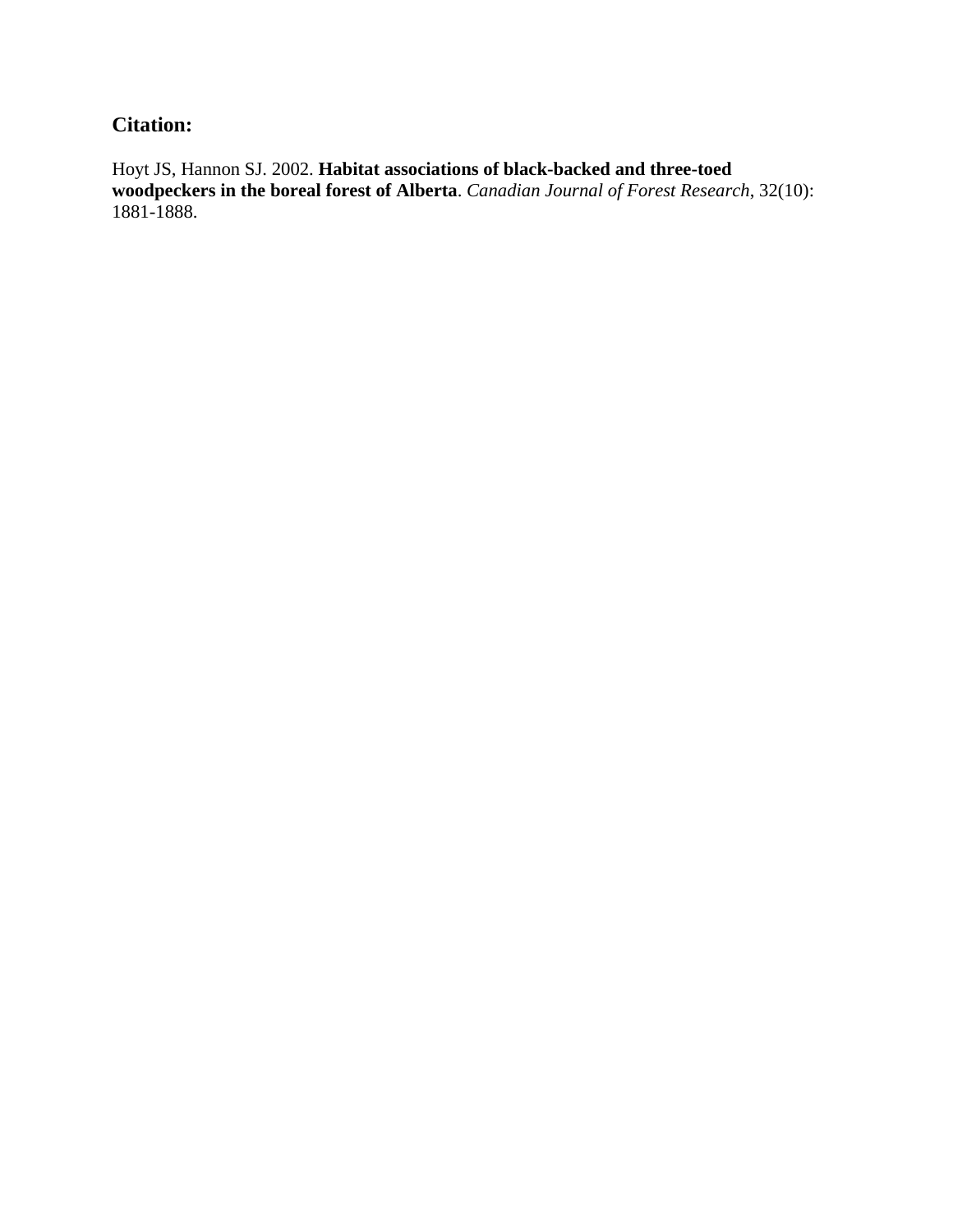## Citation:

Hoyt JS, Hannon SJ. 2002. **Habitat associations of black-backed and three-toed woodpeckers in the boreal forest of Alberta**. *Canadian Journal of Forest Research*, 32(10): 1881-1888.